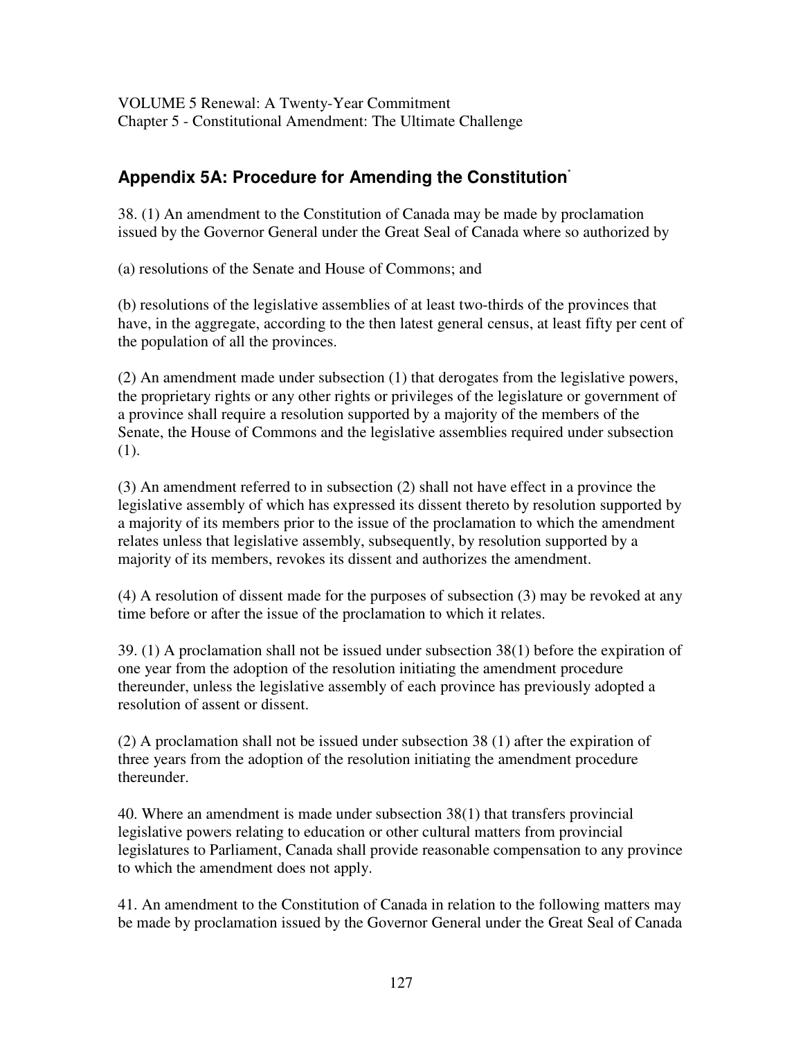VOLUME 5 Renewal: A Twenty-Year Commitment
Chapter 5 - Constitutional Amendment: The Ultimate Challenge

## Appendix 5A: Procedure for Amending the Constitution*

38. (1) An amendment to the Constitution of Canada may be made by proclamation issued by the Governor General under the Great Seal of Canada where so authorized by

(a) resolutions of the Senate and House of Commons; and

(b) resolutions of the legislative assemblies of at least two-thirds of the provinces that have, in the aggregate, according to the then latest general census, at least fifty per cent of the population of all the provinces.

(2) An amendment made under subsection (1) that derogates from the legislative powers, the proprietary rights or any other rights or privileges of the legislature or government of a province shall require a resolution supported by a majority of the members of the Senate, the House of Commons and the legislative assemblies required under subsection (1).

(3) An amendment referred to in subsection (2) shall not have effect in a province the legislative assembly of which has expressed its dissent thereto by resolution supported by a majority of its members prior to the issue of the proclamation to which the amendment relates unless that legislative assembly, subsequently, by resolution supported by a majority of its members, revokes its dissent and authorizes the amendment.

(4) A resolution of dissent made for the purposes of subsection (3) may be revoked at any time before or after the issue of the proclamation to which it relates.

39. (1) A proclamation shall not be issued under subsection 38(1) before the expiration of one year from the adoption of the resolution initiating the amendment procedure thereunder, unless the legislative assembly of each province has previously adopted a resolution of assent or dissent.

(2) A proclamation shall not be issued under subsection 38 (1) after the expiration of three years from the adoption of the resolution initiating the amendment procedure thereunder.

40. Where an amendment is made under subsection 38(1) that transfers provincial legislative powers relating to education or other cultural matters from provincial legislatures to Parliament, Canada shall provide reasonable compensation to any province to which the amendment does not apply.

41. An amendment to the Constitution of Canada in relation to the following matters may be made by proclamation issued by the Governor General under the Great Seal of Canada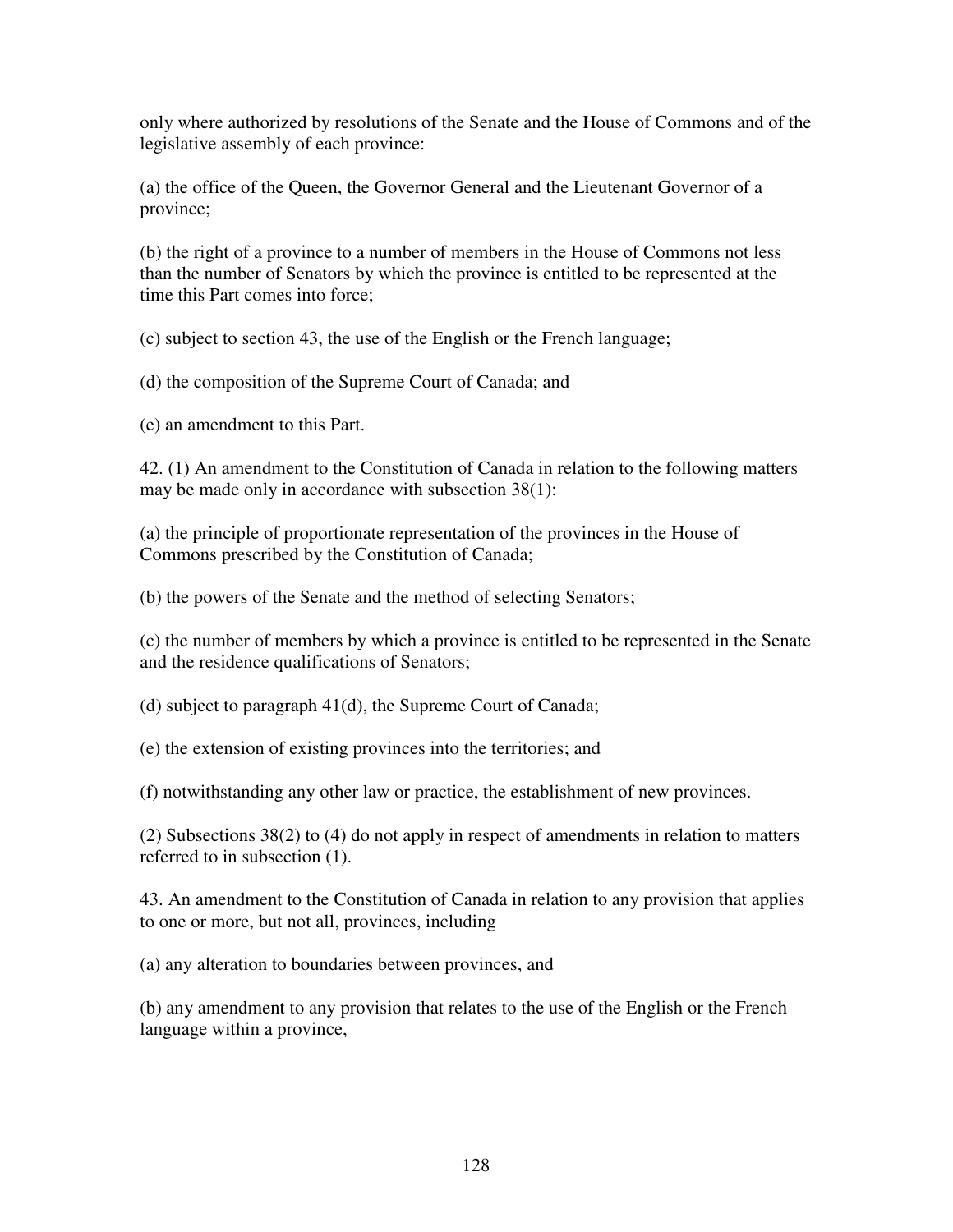only where authorized by resolutions of the Senate and the House of Commons and of the legislative assembly of each province:

(a) the office of the Queen, the Governor General and the Lieutenant Governor of a province;

(b) the right of a province to a number of members in the House of Commons not less than the number of Senators by which the province is entitled to be represented at the time this Part comes into force;

(c) subject to section 43, the use of the English or the French language;

(d) the composition of the Supreme Court of Canada; and

(e) an amendment to this Part.

42. (1) An amendment to the Constitution of Canada in relation to the following matters may be made only in accordance with subsection 38(1):

(a) the principle of proportionate representation of the provinces in the House of Commons prescribed by the Constitution of Canada;

(b) the powers of the Senate and the method of selecting Senators;

(c) the number of members by which a province is entitled to be represented in the Senate and the residence qualifications of Senators;

(d) subject to paragraph 41(d), the Supreme Court of Canada;

(e) the extension of existing provinces into the territories; and

(f) notwithstanding any other law or practice, the establishment of new provinces.

(2) Subsections 38(2) to (4) do not apply in respect of amendments in relation to matters referred to in subsection (1).

43. An amendment to the Constitution of Canada in relation to any provision that applies to one or more, but not all, provinces, including

(a) any alteration to boundaries between provinces, and

(b) any amendment to any provision that relates to the use of the English or the French language within a province,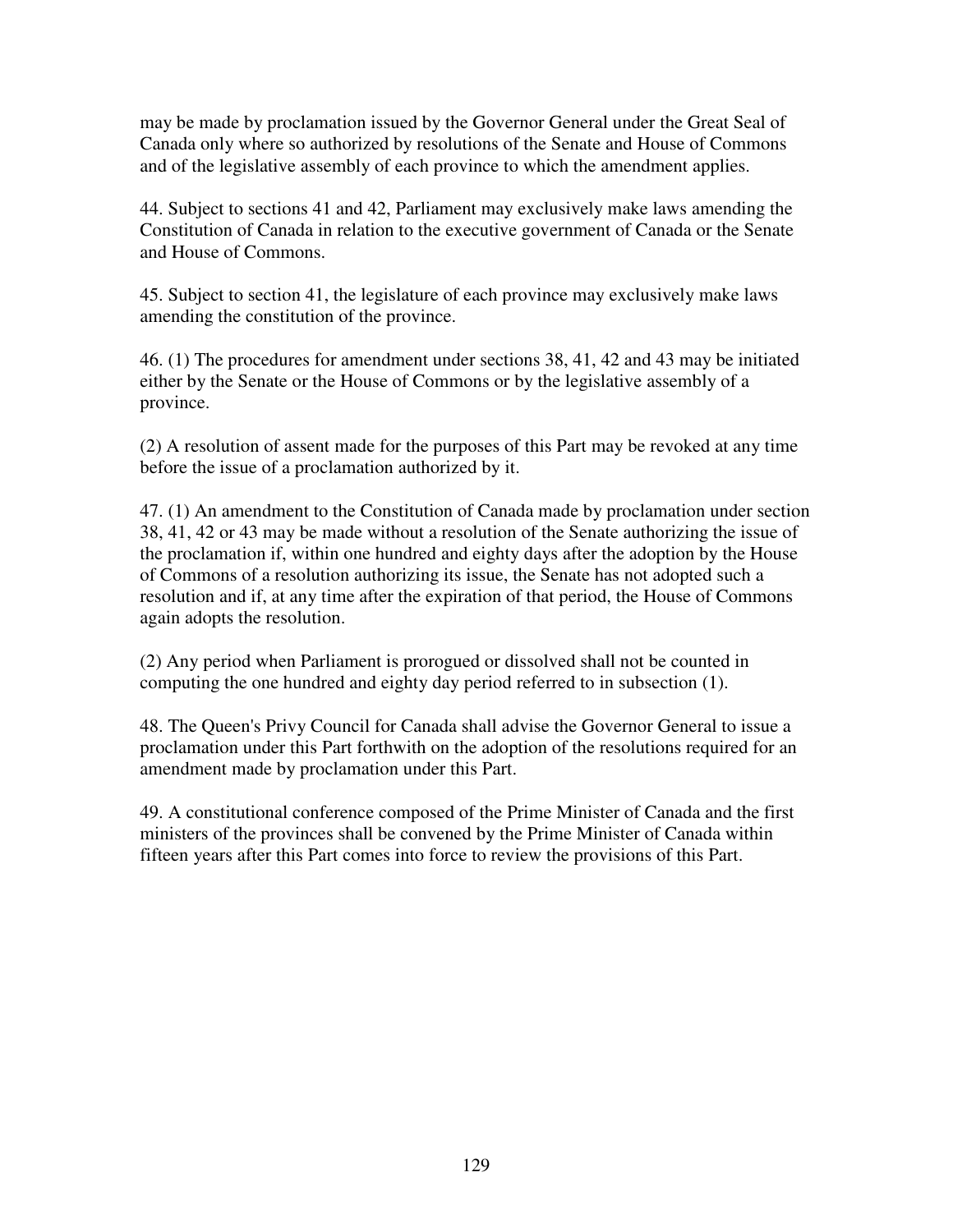may be made by proclamation issued by the Governor General under the Great Seal of Canada only where so authorized by resolutions of the Senate and House of Commons and of the legislative assembly of each province to which the amendment applies.

44. Subject to sections 41 and 42, Parliament may exclusively make laws amending the Constitution of Canada in relation to the executive government of Canada or the Senate and House of Commons.

45. Subject to section 41, the legislature of each province may exclusively make laws amending the constitution of the province.

46. (1) The procedures for amendment under sections 38, 41, 42 and 43 may be initiated either by the Senate or the House of Commons or by the legislative assembly of a province.

(2) A resolution of assent made for the purposes of this Part may be revoked at any time before the issue of a proclamation authorized by it.

47. (1) An amendment to the Constitution of Canada made by proclamation under section 38, 41, 42 or 43 may be made without a resolution of the Senate authorizing the issue of the proclamation if, within one hundred and eighty days after the adoption by the House of Commons of a resolution authorizing its issue, the Senate has not adopted such a resolution and if, at any time after the expiration of that period, the House of Commons again adopts the resolution.

(2) Any period when Parliament is prorogued or dissolved shall not be counted in computing the one hundred and eighty day period referred to in subsection (1).

48. The Queen's Privy Council for Canada shall advise the Governor General to issue a proclamation under this Part forthwith on the adoption of the resolutions required for an amendment made by proclamation under this Part.

49. A constitutional conference composed of the Prime Minister of Canada and the first ministers of the provinces shall be convened by the Prime Minister of Canada within fifteen years after this Part comes into force to review the provisions of this Part.